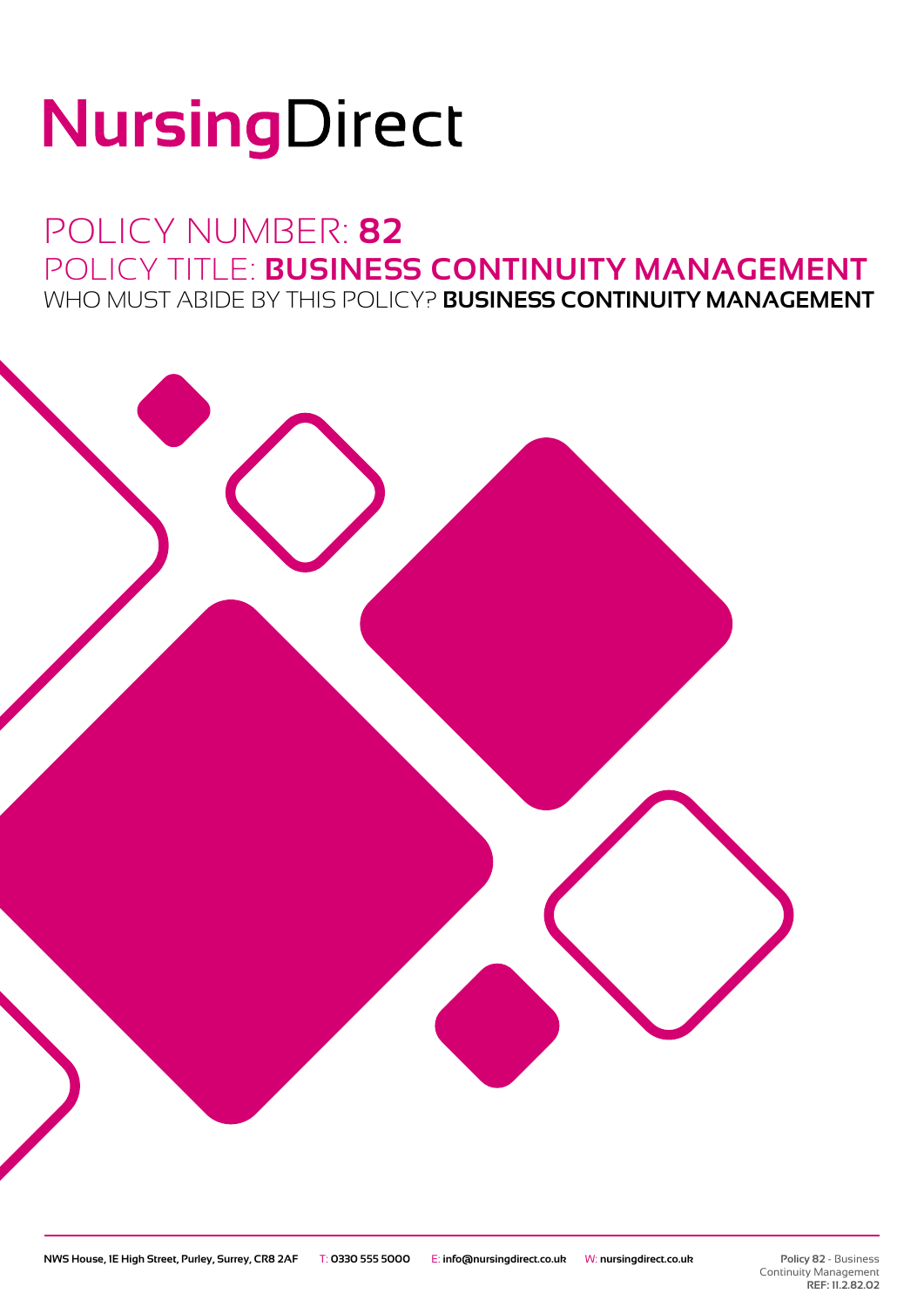# NursingDirect

## POLICY NUMBER: **82**
## POLICY TITLE: **BUSINESS CONTINUITY MANAGEMENT**
### WHO MUST ABIDE BY THIS POLICY? **BUSINESS CONTINUITY MANAGEMENT**

NWS House, 1E High Street, Purley, Surrey, CR8 2AF T: 0330 555 5000 E: info@nursingdirect.co.uk W: nursingdirect.co.uk

Policy 82 - Business Continuity Management
REF: 11.2.82.02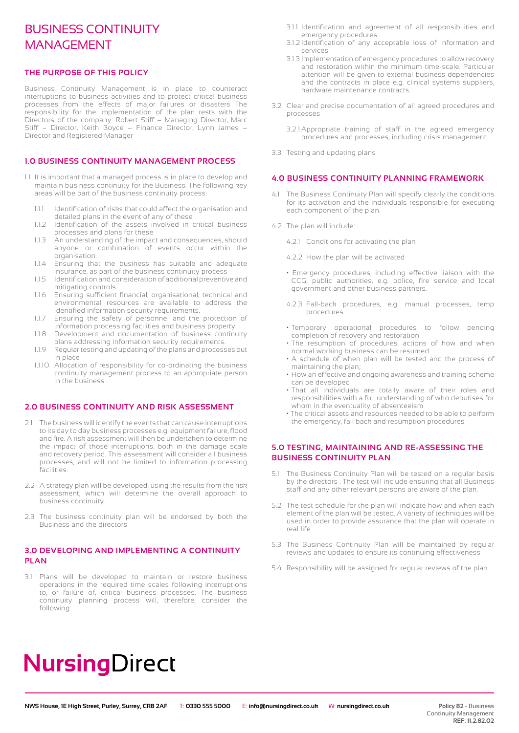# BUSINESS CONTINUITY MANAGEMENT

## THE PURPOSE OF THIS POLICY

Business Continuity Management is in place to counteract interruptions to business activities and to protect critical business processes from the effects of major failures or disasters The responsibility for the implementation of the plan rests with the Directors of the company: Robert Stiff – Managing Director, Marc Stiff – Director, Keith Boyce – Finance Director, Lynn James – Director and Registered Manager

## 1.0 BUSINESS CONTINUITY MANAGEMENT PROCESS

1.1 It is important that a managed process is in place to develop and maintain business continuity for the Business. The following key areas will be part of the business continuity process:

- 1.1.1 Identification of risks that could affect the organisation and detailed plans in the event of any of these
- 1.1.2 Identification of the assets involved in critical business processes and plans for these
- 1.1.3 An understanding of the impact and consequences, should anyone or combination of events occur within the organisation.
- 1.1.4 Ensuring that the business has suitable and adequate insurance, as part of the business continuity process
- 1.1.5 Identification and consideration of additional preventive and mitigating controls
- 1.1.6 Ensuring sufficient financial, organisational, technical and environmental resources are available to address the identified information security requirements.
- 1.1.7 Ensuring the safety of personnel and the protection of information processing facilities and business property
- 1.1.8 Development and documentation of business continuity plans addressing information security requirements.
- 1.1.9 Regular testing and updating of the plans and processes put in place
- 1.1.10 Allocation of responsibility for co-ordinating the business continuity management process to an appropriate person in the business.

## 2.0 BUSINESS CONTINUITY AND RISK ASSESSMENT

2.1 The business will identify the events that can cause interruptions to its day to day business processes e.g. equipment failure, flood and fire. A risk assessment will then be undertaken to determine the impact of those interruptions, both in the damage scale and recovery period. This assessment will consider all business processes, and will not be limited to information processing facilities.

2.2 A strategy plan will be developed, using the results from the risk assessment, which will determine the overall approach to business continuity.

2.3 The business continuity plan will be endorsed by both the Business and the directors

## 3.0 DEVELOPING AND IMPLEMENTING A CONTINUITY PLAN

3.1 Plans will be developed to maintain or restore business operations in the required time scales following interruptions to, or failure of, critical business processes. The business continuity planning process will, therefore, consider the following:

- 3.1.1 Identification and agreement of all responsibilities and emergency procedures
- 3.1.2 Identification of any acceptable loss of information and services
- 3.1.3 Implementation of emergency procedures to allow recovery and restoration within the minimum time-scale. Particular attention will be given to external business dependencies and the contracts in place e.g. clinical systems suppliers, hardware maintenance contracts.

3.2 Clear and precise documentation of all agreed procedures and processes

- 3.2.1 Appropriate training of staff in the agreed emergency procedures and processes, including crisis management

3.3 Testing and updating plans

## 4.0 BUSINESS CONTINUITY PLANNING FRAMEWORK

4.1 The Business Continuity Plan will specify clearly the conditions for its activation and the individuals responsible for executing each component of the plan.

4.2 The plan will include:

- 4.2.1 Conditions for activating the plan
- 4.2.2 How the plan will be activated

- Emergency procedures, including effective liaison with the CCG, public authorities, e.g. police, fire service and local government and other business partners.

- 4.2.3 Fall-back procedures, e.g. manual processes, temp procedures

- Temporary operational procedures to follow pending completion of recovery and restoration
- The resumption of procedures, actions of how and when normal working business can be resumed
- A schedule of when plan will be tested and the process of maintaining the plan;
- How an effective and ongoing awareness and training scheme can be developed
- That all individuals are totally aware of their roles and responsibilities with a full understanding of who deputises for whom in the eventuality of absenteeism
- The critical assets and resources needed to be able to perform the emergency, fall back and resumption procedures

## 5.0 TESTING, MAINTAINING AND RE-ASSESSING THE BUSINESS CONTINUITY PLAN

5.1 The Business Continuity Plan will be tested on a regular basis by the directors . The test will include ensuring that all Business staff and any other relevant persons are aware of the plan.

5.2 The test schedule for the plan will indicate how and when each element of the plan will be tested. A variety of techniques will be used in order to provide assurance that the plan will operate in real life

5.3 The Business Continuity Plan will be maintained by regular reviews and updates to ensure its continuing effectiveness.

5.4 Responsibility will be assigned for regular reviews of the plan.

**NursingDirect**

**NWS House, 1E High Street, Purley, Surrey, CR8 2AF** T: **0330 555 5000** E: **info@nursingdirect.co.uk** W: **nursingdirect.co.uk**

**Policy 82** - Business Continuity Management
**REF: 11.2.82.02**